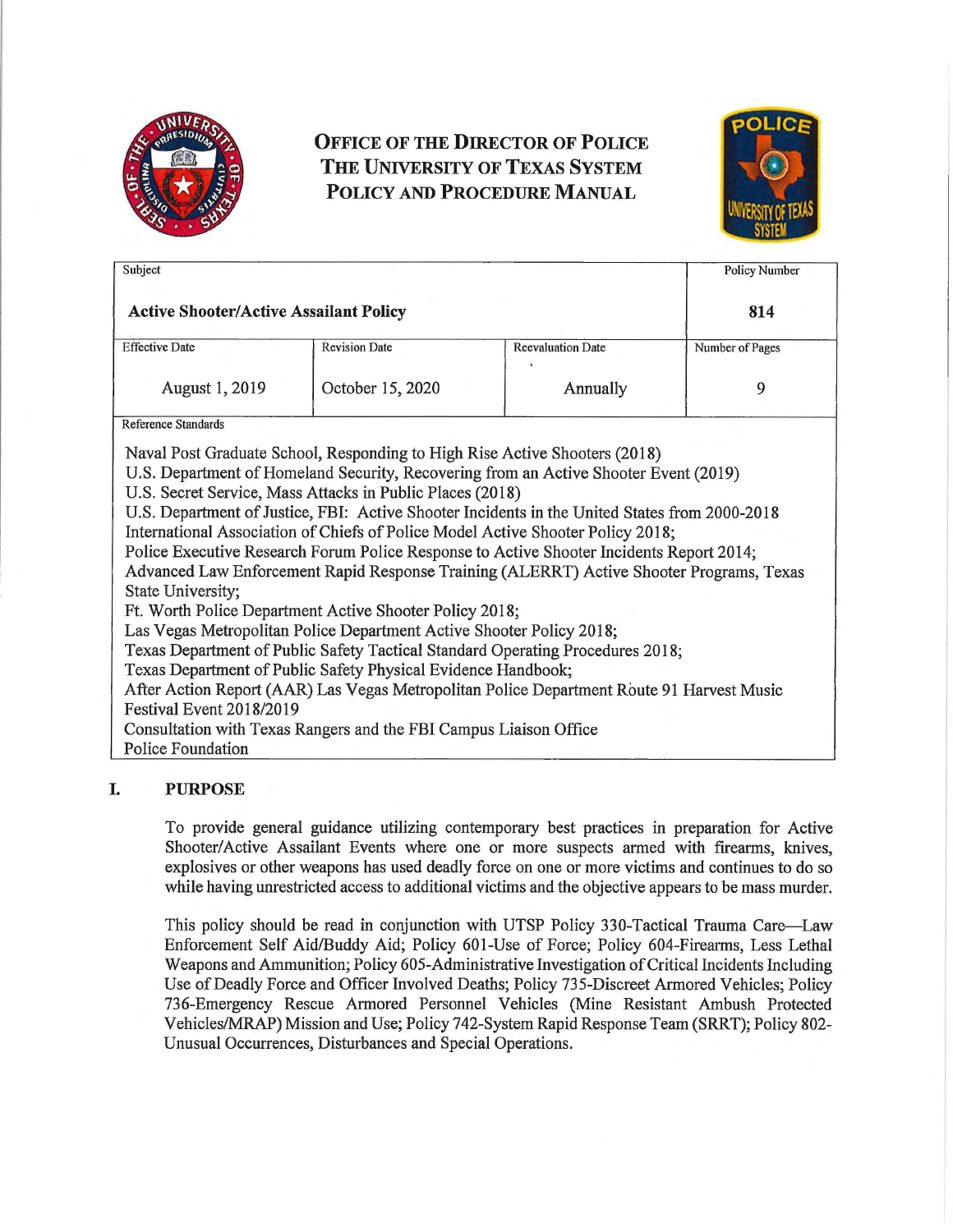# Office of the Director of Police
# The University of Texas System
# Policy and Procedure Manual

| Subject | | | Policy Number |
|---|---|---|---|
| **Active Shooter/Active Assailant Policy** | | | **814** |
| Effective Date | Revision Date | Reevaluation Date | Number of Pages |
| August 1, 2019 | October 15, 2020 | Annually | 9 |

Reference Standards

Naval Post Graduate School, Responding to High Rise Active Shooters (2018)
U.S. Department of Homeland Security, Recovering from an Active Shooter Event (2019)
U.S. Secret Service, Mass Attacks in Public Places (2018)
U.S. Department of Justice, FBI: Active Shooter Incidents in the United States from 2000-2018
International Association of Chiefs of Police Model Active Shooter Policy 2018;
Police Executive Research Forum Police Response to Active Shooter Incidents Report 2014;
Advanced Law Enforcement Rapid Response Training (ALERRT) Active Shooter Programs, Texas State University;
Ft. Worth Police Department Active Shooter Policy 2018;
Las Vegas Metropolitan Police Department Active Shooter Policy 2018;
Texas Department of Public Safety Tactical Standard Operating Procedures 2018;
Texas Department of Public Safety Physical Evidence Handbook;
After Action Report (AAR) Las Vegas Metropolitan Police Department Route 91 Harvest Music Festival Event 2018/2019
Consultation with Texas Rangers and the FBI Campus Liaison Office
Police Foundation

## I. PURPOSE

To provide general guidance utilizing contemporary best practices in preparation for Active Shooter/Active Assailant Events where one or more suspects armed with firearms, knives, explosives or other weapons has used deadly force on one or more victims and continues to do so while having unrestricted access to additional victims and the objective appears to be mass murder.

This policy should be read in conjunction with UTSP Policy 330-Tactical Trauma Care—Law Enforcement Self Aid/Buddy Aid; Policy 601-Use of Force; Policy 604-Firearms, Less Lethal Weapons and Ammunition; Policy 605-Administrative Investigation of Critical Incidents Including Use of Deadly Force and Officer Involved Deaths; Policy 735-Discreet Armored Vehicles; Policy 736-Emergency Rescue Armored Personnel Vehicles (Mine Resistant Ambush Protected Vehicles/MRAP) Mission and Use; Policy 742-System Rapid Response Team (SRRT); Policy 802-Unusual Occurrences, Disturbances and Special Operations.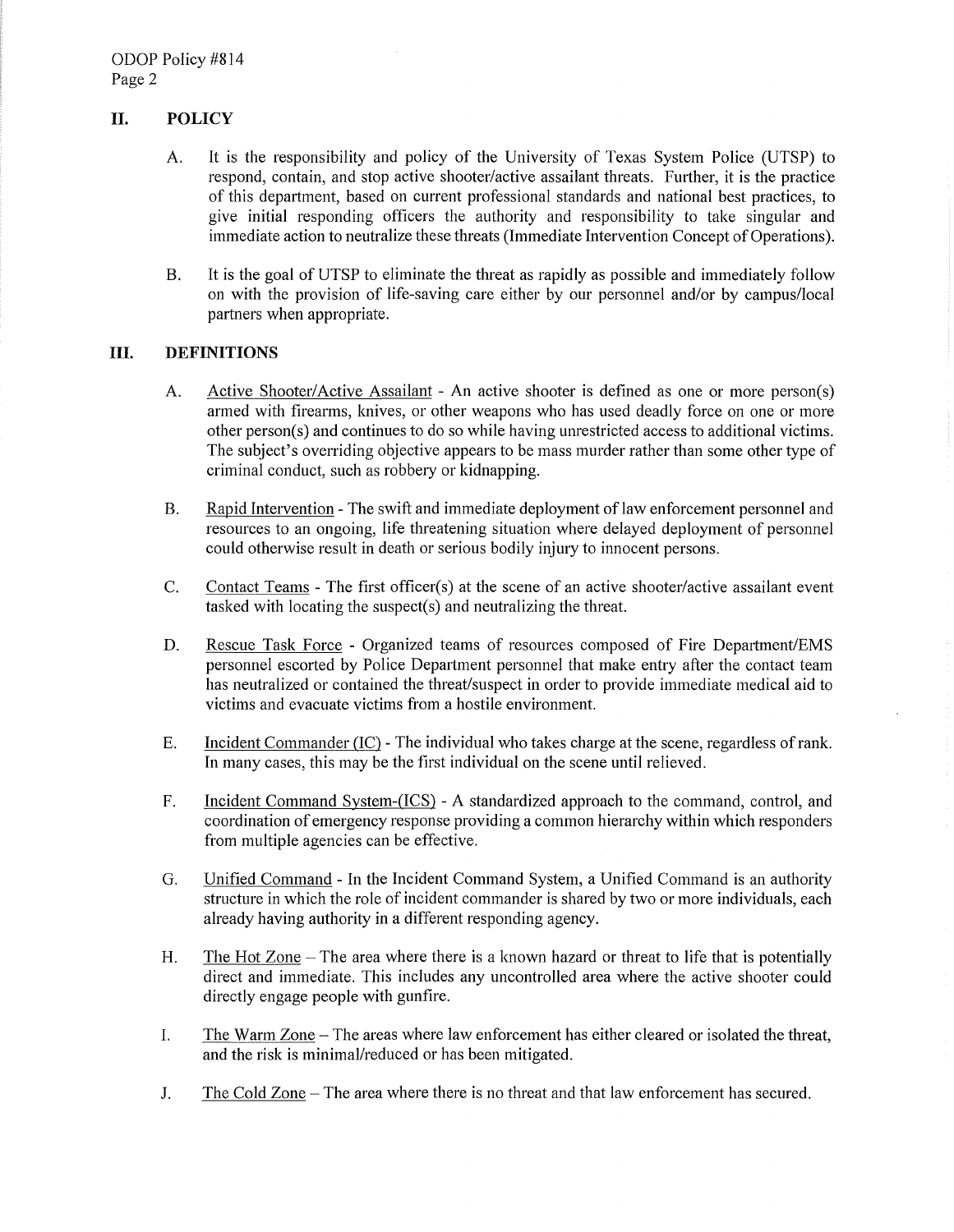## II. POLICY

A. It is the responsibility and policy of the University of Texas System Police (UTSP) to respond, contain, and stop active shooter/active assailant threats. Further, it is the practice of this department, based on current professional standards and national best practices, to give initial responding officers the authority and responsibility to take singular and immediate action to neutralize these threats (Immediate Intervention Concept of Operations).

B. It is the goal of UTSP to eliminate the threat as rapidly as possible and immediately follow on with the provision of life-saving care either by our personnel and/or by campus/local partners when appropriate.

## III. DEFINITIONS

A. Active Shooter/Active Assailant - An active shooter is defined as one or more person(s) armed with firearms, knives, or other weapons who has used deadly force on one or more other person(s) and continues to do so while having unrestricted access to additional victims. The subject's overriding objective appears to be mass murder rather than some other type of criminal conduct, such as robbery or kidnapping.

B. Rapid Intervention - The swift and immediate deployment of law enforcement personnel and resources to an ongoing, life threatening situation where delayed deployment of personnel could otherwise result in death or serious bodily injury to innocent persons.

C. Contact Teams - The first officer(s) at the scene of an active shooter/active assailant event tasked with locating the suspect(s) and neutralizing the threat.

D. Rescue Task Force - Organized teams of resources composed of Fire Department/EMS personnel escorted by Police Department personnel that make entry after the contact team has neutralized or contained the threat/suspect in order to provide immediate medical aid to victims and evacuate victims from a hostile environment.

E. Incident Commander (IC) - The individual who takes charge at the scene, regardless of rank. In many cases, this may be the first individual on the scene until relieved.

F. Incident Command System-(ICS) - A standardized approach to the command, control, and coordination of emergency response providing a common hierarchy within which responders from multiple agencies can be effective.

G. Unified Command - In the Incident Command System, a Unified Command is an authority structure in which the role of incident commander is shared by two or more individuals, each already having authority in a different responding agency.

H. The Hot Zone – The area where there is a known hazard or threat to life that is potentially direct and immediate. This includes any uncontrolled area where the active shooter could directly engage people with gunfire.

I. The Warm Zone – The areas where law enforcement has either cleared or isolated the threat, and the risk is minimal/reduced or has been mitigated.

J. The Cold Zone – The area where there is no threat and that law enforcement has secured.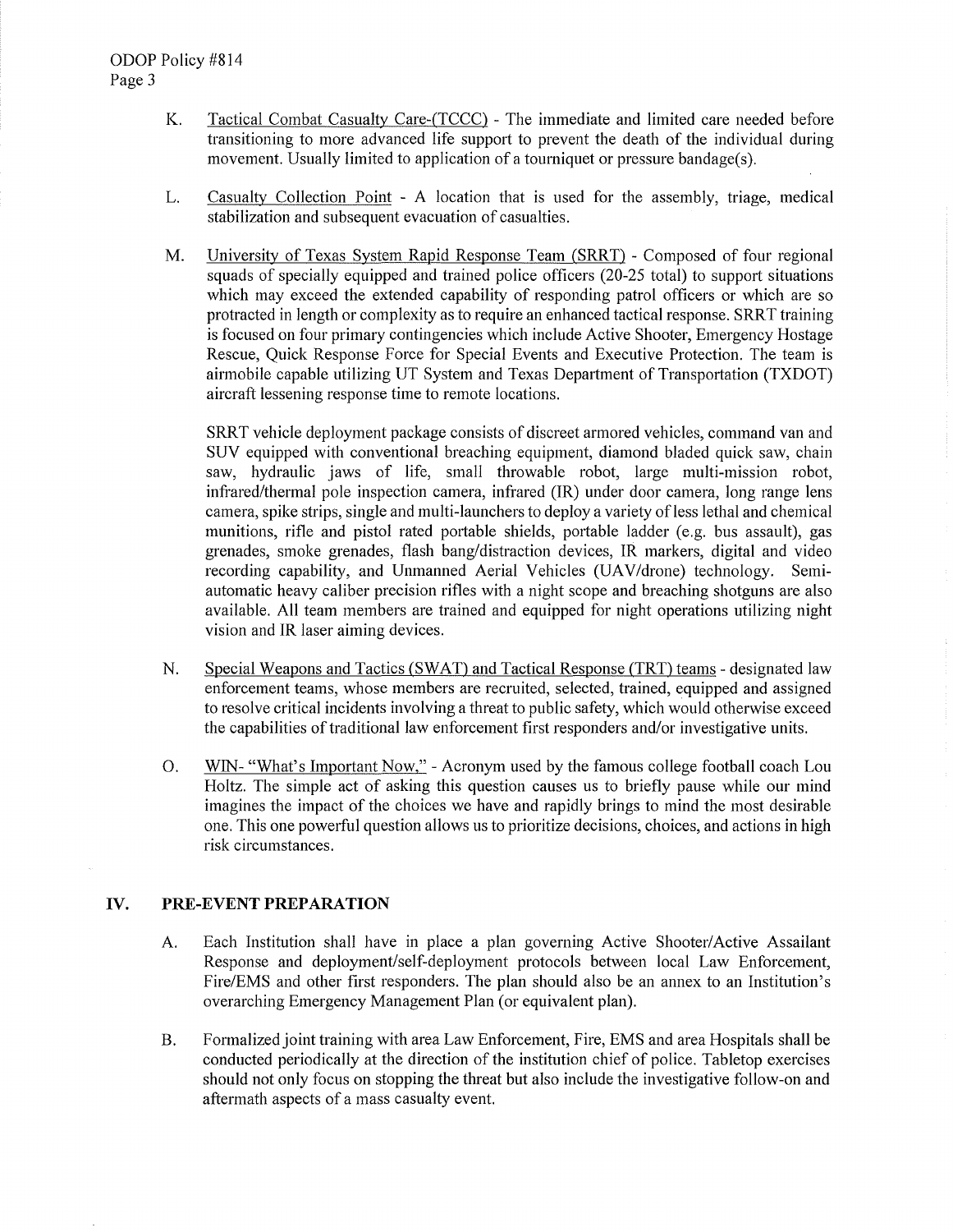K. Tactical Combat Casualty Care-(TCCC) - The immediate and limited care needed before transitioning to more advanced life support to prevent the death of the individual during movement. Usually limited to application of a tourniquet or pressure bandage(s).

L. Casualty Collection Point - A location that is used for the assembly, triage, medical stabilization and subsequent evacuation of casualties.

M. University of Texas System Rapid Response Team (SRRT) - Composed of four regional squads of specially equipped and trained police officers (20-25 total) to support situations which may exceed the extended capability of responding patrol officers or which are so protracted in length or complexity as to require an enhanced tactical response. SRRT training is focused on four primary contingencies which include Active Shooter, Emergency Hostage Rescue, Quick Response Force for Special Events and Executive Protection. The team is airmobile capable utilizing UT System and Texas Department of Transportation (TXDOT) aircraft lessening response time to remote locations.

SRRT vehicle deployment package consists of discreet armored vehicles, command van and SUV equipped with conventional breaching equipment, diamond bladed quick saw, chain saw, hydraulic jaws of life, small throwable robot, large multi-mission robot, infrared/thermal pole inspection camera, infrared (IR) under door camera, long range lens camera, spike strips, single and multi-launchers to deploy a variety of less lethal and chemical munitions, rifle and pistol rated portable shields, portable ladder (e.g. bus assault), gas grenades, smoke grenades, flash bang/distraction devices, IR markers, digital and video recording capability, and Unmanned Aerial Vehicles (UAV/drone) technology. Semi-automatic heavy caliber precision rifles with a night scope and breaching shotguns are also available. All team members are trained and equipped for night operations utilizing night vision and IR laser aiming devices.

N. Special Weapons and Tactics (SWAT) and Tactical Response (TRT) teams - designated law enforcement teams, whose members are recruited, selected, trained, equipped and assigned to resolve critical incidents involving a threat to public safety, which would otherwise exceed the capabilities of traditional law enforcement first responders and/or investigative units.

O. WIN- "What's Important Now," - Acronym used by the famous college football coach Lou Holtz. The simple act of asking this question causes us to briefly pause while our mind imagines the impact of the choices we have and rapidly brings to mind the most desirable one. This one powerful question allows us to prioritize decisions, choices, and actions in high risk circumstances.

## IV. PRE-EVENT PREPARATION

A. Each Institution shall have in place a plan governing Active Shooter/Active Assailant Response and deployment/self-deployment protocols between local Law Enforcement, Fire/EMS and other first responders. The plan should also be an annex to an Institution's overarching Emergency Management Plan (or equivalent plan).

B. Formalized joint training with area Law Enforcement, Fire, EMS and area Hospitals shall be conducted periodically at the direction of the institution chief of police. Tabletop exercises should not only focus on stopping the threat but also include the investigative follow-on and aftermath aspects of a mass casualty event.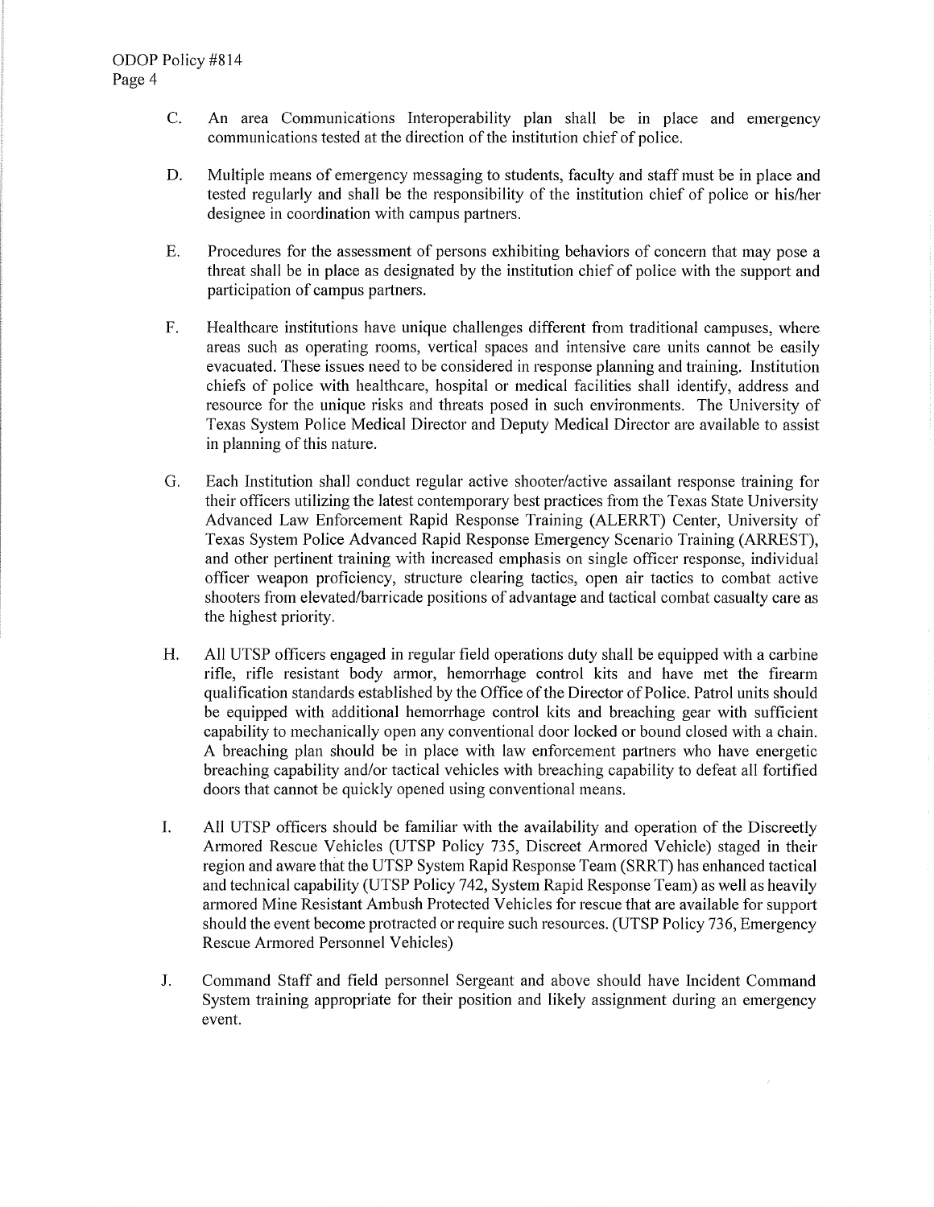C. An area Communications Interoperability plan shall be in place and emergency communications tested at the direction of the institution chief of police.

D. Multiple means of emergency messaging to students, faculty and staff must be in place and tested regularly and shall be the responsibility of the institution chief of police or his/her designee in coordination with campus partners.

E. Procedures for the assessment of persons exhibiting behaviors of concern that may pose a threat shall be in place as designated by the institution chief of police with the support and participation of campus partners.

F. Healthcare institutions have unique challenges different from traditional campuses, where areas such as operating rooms, vertical spaces and intensive care units cannot be easily evacuated. These issues need to be considered in response planning and training. Institution chiefs of police with healthcare, hospital or medical facilities shall identify, address and resource for the unique risks and threats posed in such environments. The University of Texas System Police Medical Director and Deputy Medical Director are available to assist in planning of this nature.

G. Each Institution shall conduct regular active shooter/active assailant response training for their officers utilizing the latest contemporary best practices from the Texas State University Advanced Law Enforcement Rapid Response Training (ALERRT) Center, University of Texas System Police Advanced Rapid Response Emergency Scenario Training (ARREST), and other pertinent training with increased emphasis on single officer response, individual officer weapon proficiency, structure clearing tactics, open air tactics to combat active shooters from elevated/barricade positions of advantage and tactical combat casualty care as the highest priority.

H. All UTSP officers engaged in regular field operations duty shall be equipped with a carbine rifle, rifle resistant body armor, hemorrhage control kits and have met the firearm qualification standards established by the Office of the Director of Police. Patrol units should be equipped with additional hemorrhage control kits and breaching gear with sufficient capability to mechanically open any conventional door locked or bound closed with a chain. A breaching plan should be in place with law enforcement partners who have energetic breaching capability and/or tactical vehicles with breaching capability to defeat all fortified doors that cannot be quickly opened using conventional means.

I. All UTSP officers should be familiar with the availability and operation of the Discreetly Armored Rescue Vehicles (UTSP Policy 735, Discreet Armored Vehicle) staged in their region and aware that the UTSP System Rapid Response Team (SRRT) has enhanced tactical and technical capability (UTSP Policy 742, System Rapid Response Team) as well as heavily armored Mine Resistant Ambush Protected Vehicles for rescue that are available for support should the event become protracted or require such resources. (UTSP Policy 736, Emergency Rescue Armored Personnel Vehicles)

J. Command Staff and field personnel Sergeant and above should have Incident Command System training appropriate for their position and likely assignment during an emergency event.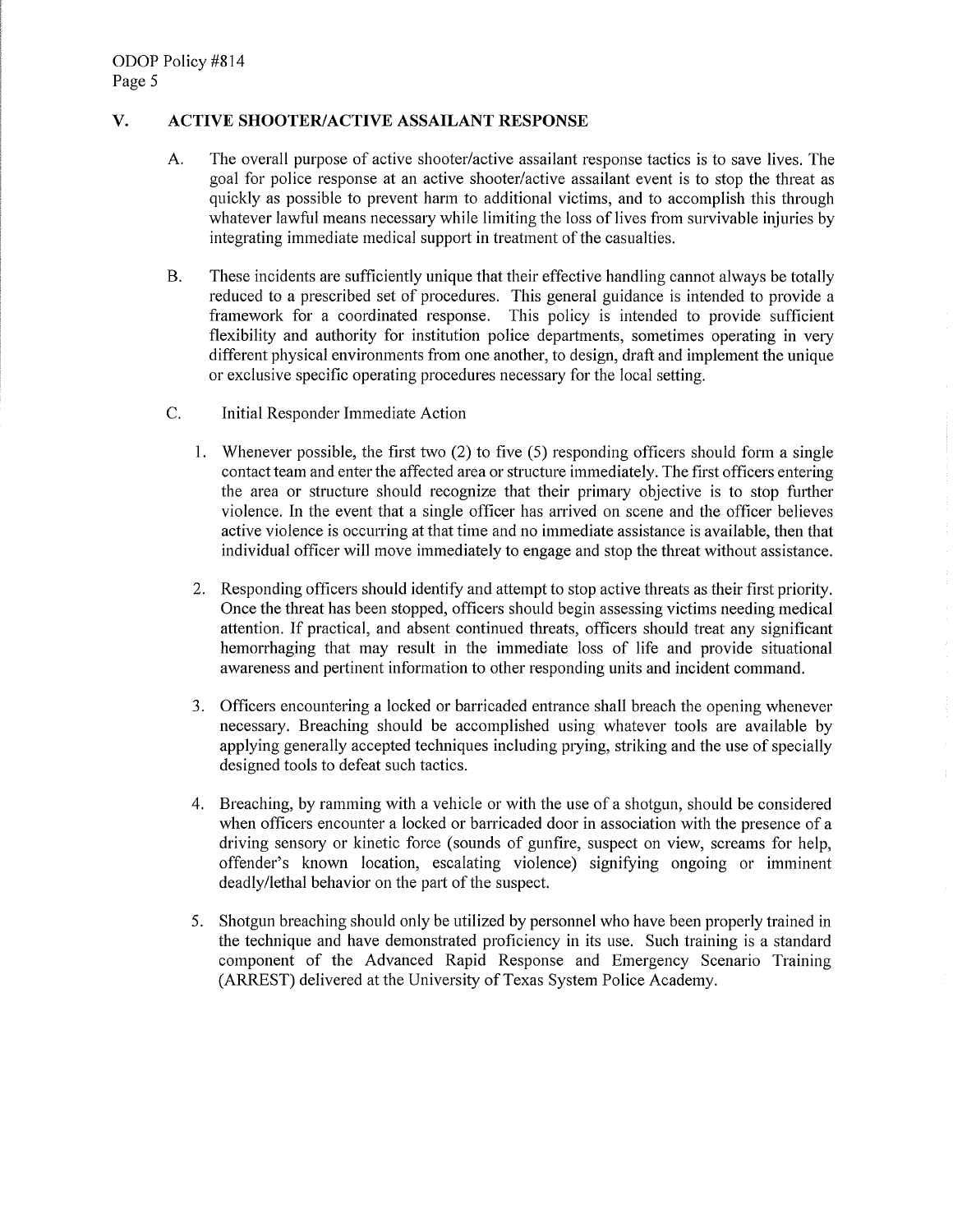## V. ACTIVE SHOOTER/ACTIVE ASSAILANT RESPONSE

A. The overall purpose of active shooter/active assailant response tactics is to save lives. The goal for police response at an active shooter/active assailant event is to stop the threat as quickly as possible to prevent harm to additional victims, and to accomplish this through whatever lawful means necessary while limiting the loss of lives from survivable injuries by integrating immediate medical support in treatment of the casualties.

B. These incidents are sufficiently unique that their effective handling cannot always be totally reduced to a prescribed set of procedures. This general guidance is intended to provide a framework for a coordinated response. This policy is intended to provide sufficient flexibility and authority for institution police departments, sometimes operating in very different physical environments from one another, to design, draft and implement the unique or exclusive specific operating procedures necessary for the local setting.

C. Initial Responder Immediate Action

1. Whenever possible, the first two (2) to five (5) responding officers should form a single contact team and enter the affected area or structure immediately. The first officers entering the area or structure should recognize that their primary objective is to stop further violence. In the event that a single officer has arrived on scene and the officer believes active violence is occurring at that time and no immediate assistance is available, then that individual officer will move immediately to engage and stop the threat without assistance.

2. Responding officers should identify and attempt to stop active threats as their first priority. Once the threat has been stopped, officers should begin assessing victims needing medical attention. If practical, and absent continued threats, officers should treat any significant hemorrhaging that may result in the immediate loss of life and provide situational awareness and pertinent information to other responding units and incident command.

3. Officers encountering a locked or barricaded entrance shall breach the opening whenever necessary. Breaching should be accomplished using whatever tools are available by applying generally accepted techniques including prying, striking and the use of specially designed tools to defeat such tactics.

4. Breaching, by ramming with a vehicle or with the use of a shotgun, should be considered when officers encounter a locked or barricaded door in association with the presence of a driving sensory or kinetic force (sounds of gunfire, suspect on view, screams for help, offender's known location, escalating violence) signifying ongoing or imminent deadly/lethal behavior on the part of the suspect.

5. Shotgun breaching should only be utilized by personnel who have been properly trained in the technique and have demonstrated proficiency in its use. Such training is a standard component of the Advanced Rapid Response and Emergency Scenario Training (ARREST) delivered at the University of Texas System Police Academy.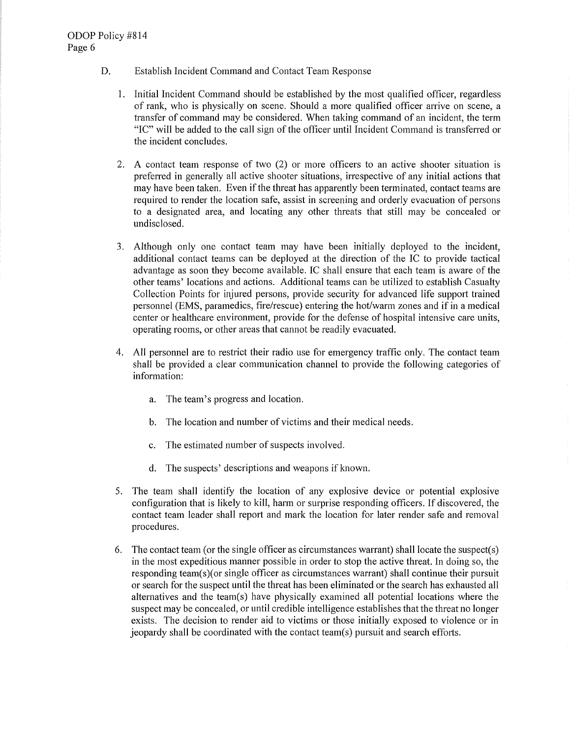D. Establish Incident Command and Contact Team Response

1. Initial Incident Command should be established by the most qualified officer, regardless of rank, who is physically on scene. Should a more qualified officer arrive on scene, a transfer of command may be considered. When taking command of an incident, the term "IC" will be added to the call sign of the officer until Incident Command is transferred or the incident concludes.

2. A contact team response of two (2) or more officers to an active shooter situation is preferred in generally all active shooter situations, irrespective of any initial actions that may have been taken. Even if the threat has apparently been terminated, contact teams are required to render the location safe, assist in screening and orderly evacuation of persons to a designated area, and locating any other threats that still may be concealed or undisclosed.

3. Although only one contact team may have been initially deployed to the incident, additional contact teams can be deployed at the direction of the IC to provide tactical advantage as soon they become available. IC shall ensure that each team is aware of the other teams' locations and actions. Additional teams can be utilized to establish Casualty Collection Points for injured persons, provide security for advanced life support trained personnel (EMS, paramedics, fire/rescue) entering the hot/warm zones and if in a medical center or healthcare environment, provide for the defense of hospital intensive care units, operating rooms, or other areas that cannot be readily evacuated.

4. All personnel are to restrict their radio use for emergency traffic only. The contact team shall be provided a clear communication channel to provide the following categories of information:

    a. The team's progress and location.

    b. The location and number of victims and their medical needs.

    c. The estimated number of suspects involved.

    d. The suspects' descriptions and weapons if known.

5. The team shall identify the location of any explosive device or potential explosive configuration that is likely to kill, harm or surprise responding officers. If discovered, the contact team leader shall report and mark the location for later render safe and removal procedures.

6. The contact team (or the single officer as circumstances warrant) shall locate the suspect(s) in the most expeditious manner possible in order to stop the active threat. In doing so, the responding team(s)(or single officer as circumstances warrant) shall continue their pursuit or search for the suspect until the threat has been eliminated or the search has exhausted all alternatives and the team(s) have physically examined all potential locations where the suspect may be concealed, or until credible intelligence establishes that the threat no longer exists. The decision to render aid to victims or those initially exposed to violence or in jeopardy shall be coordinated with the contact team(s) pursuit and search efforts.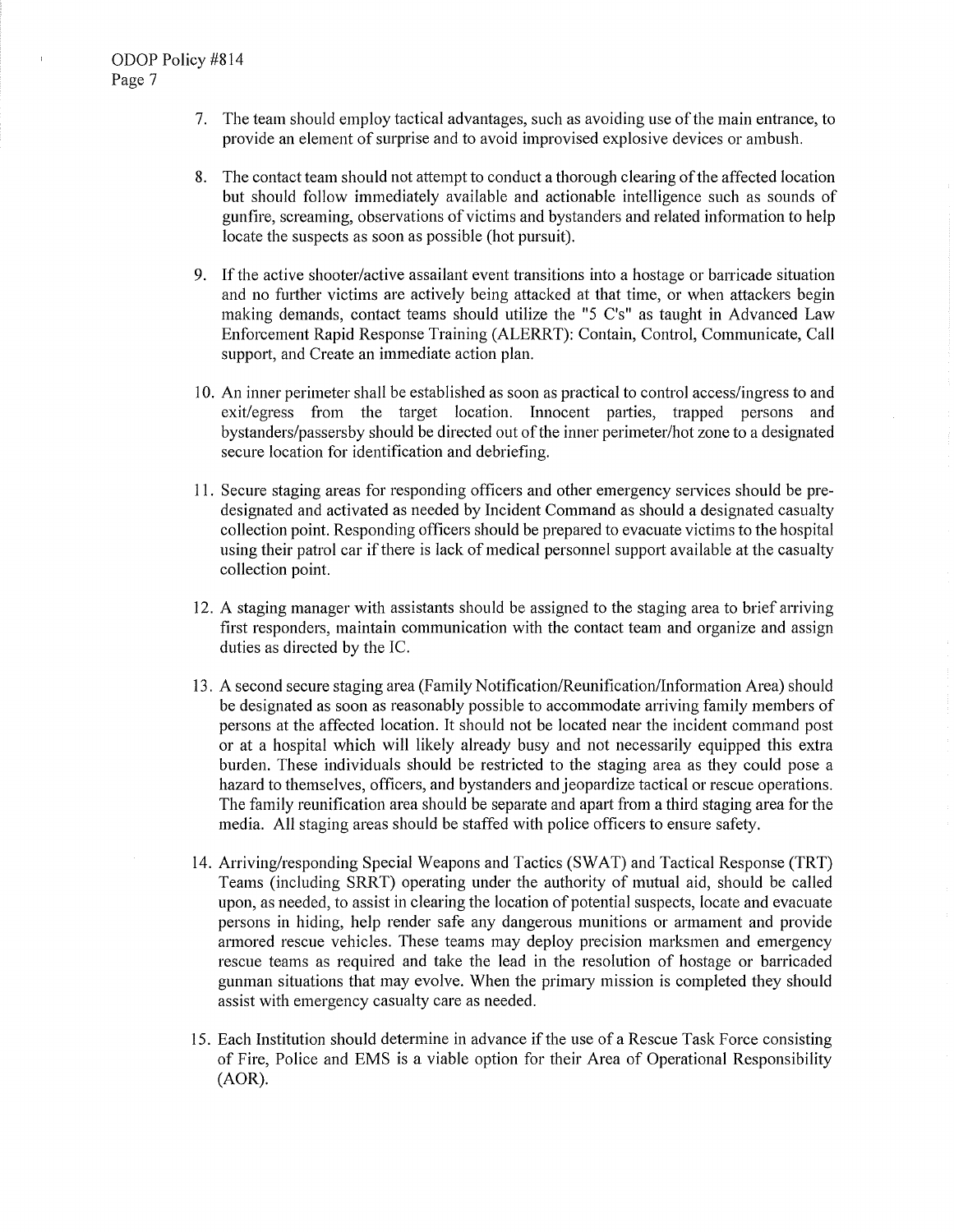7. The team should employ tactical advantages, such as avoiding use of the main entrance, to provide an element of surprise and to avoid improvised explosive devices or ambush.

8. The contact team should not attempt to conduct a thorough clearing of the affected location but should follow immediately available and actionable intelligence such as sounds of gunfire, screaming, observations of victims and bystanders and related information to help locate the suspects as soon as possible (hot pursuit).

9. If the active shooter/active assailant event transitions into a hostage or barricade situation and no further victims are actively being attacked at that time, or when attackers begin making demands, contact teams should utilize the "5 C's" as taught in Advanced Law Enforcement Rapid Response Training (ALERRT): Contain, Control, Communicate, Call support, and Create an immediate action plan.

10. An inner perimeter shall be established as soon as practical to control access/ingress to and exit/egress from the target location. Innocent parties, trapped persons and bystanders/passersby should be directed out of the inner perimeter/hot zone to a designated secure location for identification and debriefing.

11. Secure staging areas for responding officers and other emergency services should be pre-designated and activated as needed by Incident Command as should a designated casualty collection point. Responding officers should be prepared to evacuate victims to the hospital using their patrol car if there is lack of medical personnel support available at the casualty collection point.

12. A staging manager with assistants should be assigned to the staging area to brief arriving first responders, maintain communication with the contact team and organize and assign duties as directed by the IC.

13. A second secure staging area (Family Notification/Reunification/Information Area) should be designated as soon as reasonably possible to accommodate arriving family members of persons at the affected location. It should not be located near the incident command post or at a hospital which will likely already busy and not necessarily equipped this extra burden. These individuals should be restricted to the staging area as they could pose a hazard to themselves, officers, and bystanders and jeopardize tactical or rescue operations. The family reunification area should be separate and apart from a third staging area for the media. All staging areas should be staffed with police officers to ensure safety.

14. Arriving/responding Special Weapons and Tactics (SWAT) and Tactical Response (TRT) Teams (including SRRT) operating under the authority of mutual aid, should be called upon, as needed, to assist in clearing the location of potential suspects, locate and evacuate persons in hiding, help render safe any dangerous munitions or armament and provide armored rescue vehicles. These teams may deploy precision marksmen and emergency rescue teams as required and take the lead in the resolution of hostage or barricaded gunman situations that may evolve. When the primary mission is completed they should assist with emergency casualty care as needed.

15. Each Institution should determine in advance if the use of a Rescue Task Force consisting of Fire, Police and EMS is a viable option for their Area of Operational Responsibility (AOR).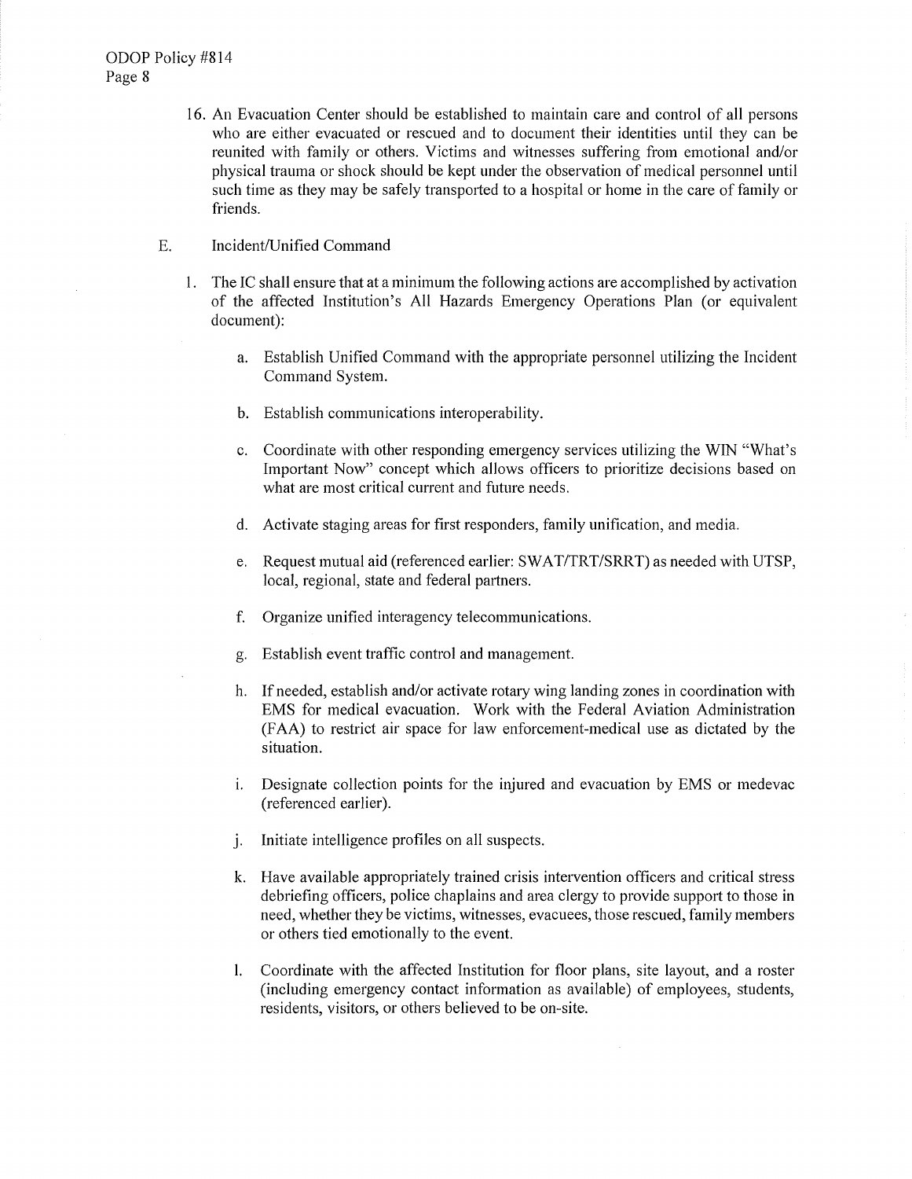16. An Evacuation Center should be established to maintain care and control of all persons who are either evacuated or rescued and to document their identities until they can be reunited with family or others. Victims and witnesses suffering from emotional and/or physical trauma or shock should be kept under the observation of medical personnel until such time as they may be safely transported to a hospital or home in the care of family or friends.

E. Incident/Unified Command

1. The IC shall ensure that at a minimum the following actions are accomplished by activation of the affected Institution's All Hazards Emergency Operations Plan (or equivalent document):

   a. Establish Unified Command with the appropriate personnel utilizing the Incident Command System.

   b. Establish communications interoperability.

   c. Coordinate with other responding emergency services utilizing the WIN "What's Important Now" concept which allows officers to prioritize decisions based on what are most critical current and future needs.

   d. Activate staging areas for first responders, family unification, and media.

   e. Request mutual aid (referenced earlier: SWAT/TRT/SRRT) as needed with UTSP, local, regional, state and federal partners.

   f. Organize unified interagency telecommunications.

   g. Establish event traffic control and management.

   h. If needed, establish and/or activate rotary wing landing zones in coordination with EMS for medical evacuation. Work with the Federal Aviation Administration (FAA) to restrict air space for law enforcement-medical use as dictated by the situation.

   i. Designate collection points for the injured and evacuation by EMS or medevac (referenced earlier).

   j. Initiate intelligence profiles on all suspects.

   k. Have available appropriately trained crisis intervention officers and critical stress debriefing officers, police chaplains and area clergy to provide support to those in need, whether they be victims, witnesses, evacuees, those rescued, family members or others tied emotionally to the event.

   l. Coordinate with the affected Institution for floor plans, site layout, and a roster (including emergency contact information as available) of employees, students, residents, visitors, or others believed to be on-site.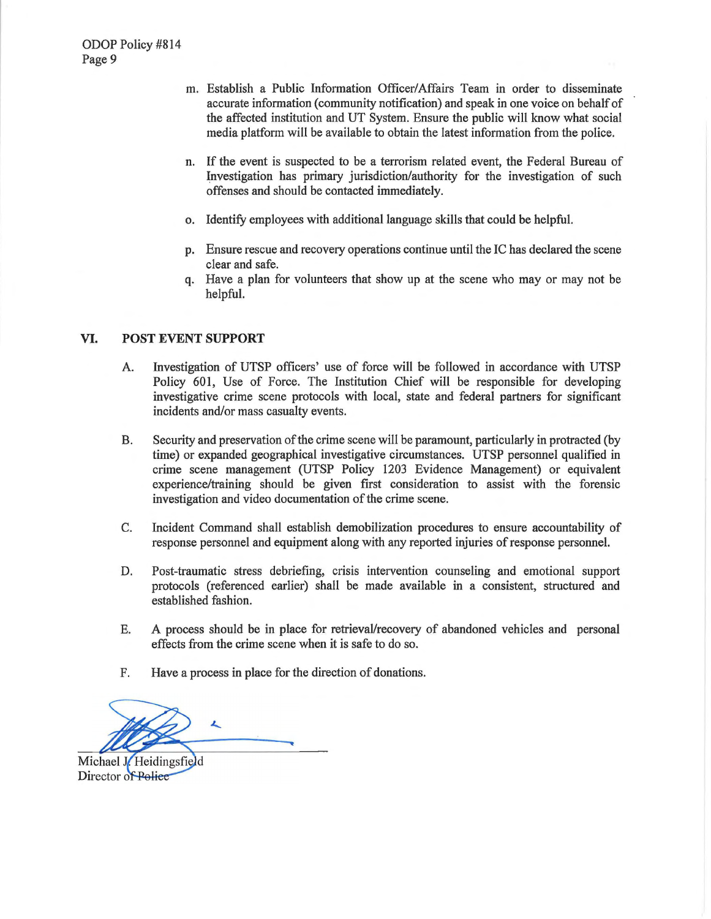m. Establish a Public Information Officer/Affairs Team in order to disseminate accurate information (community notification) and speak in one voice on behalf of the affected institution and UT System. Ensure the public will know what social media platform will be available to obtain the latest information from the police.

n. If the event is suspected to be a terrorism related event, the Federal Bureau of Investigation has primary jurisdiction/authority for the investigation of such offenses and should be contacted immediately.

o. Identify employees with additional language skills that could be helpful.

p. Ensure rescue and recovery operations continue until the IC has declared the scene clear and safe.

q. Have a plan for volunteers that show up at the scene who may or may not be helpful.

## VI. POST EVENT SUPPORT

A. Investigation of UTSP officers' use of force will be followed in accordance with UTSP Policy 601, Use of Force. The Institution Chief will be responsible for developing investigative crime scene protocols with local, state and federal partners for significant incidents and/or mass casualty events.

B. Security and preservation of the crime scene will be paramount, particularly in protracted (by time) or expanded geographical investigative circumstances. UTSP personnel qualified in crime scene management (UTSP Policy 1203 Evidence Management) or equivalent experience/training should be given first consideration to assist with the forensic investigation and video documentation of the crime scene.

C. Incident Command shall establish demobilization procedures to ensure accountability of response personnel and equipment along with any reported injuries of response personnel.

D. Post-traumatic stress debriefing, crisis intervention counseling and emotional support protocols (referenced earlier) shall be made available in a consistent, structured and established fashion.

E. A process should be in place for retrieval/recovery of abandoned vehicles and personal effects from the crime scene when it is safe to do so.

F. Have a process in place for the direction of donations.

Michael J. Heidingsfield
Director of Police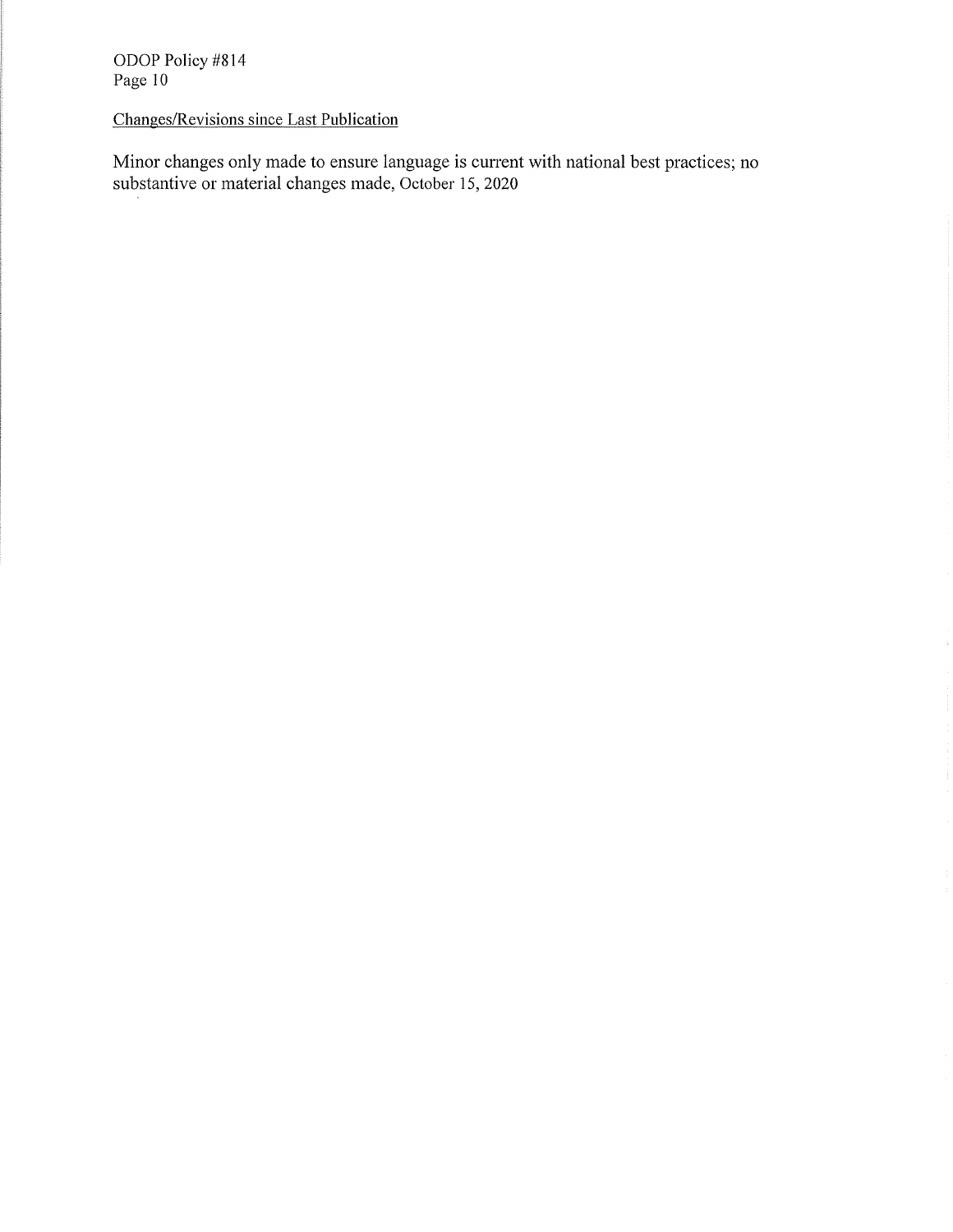Changes/Revisions since Last Publication

Minor changes only made to ensure language is current with national best practices; no substantive or material changes made, October 15, 2020